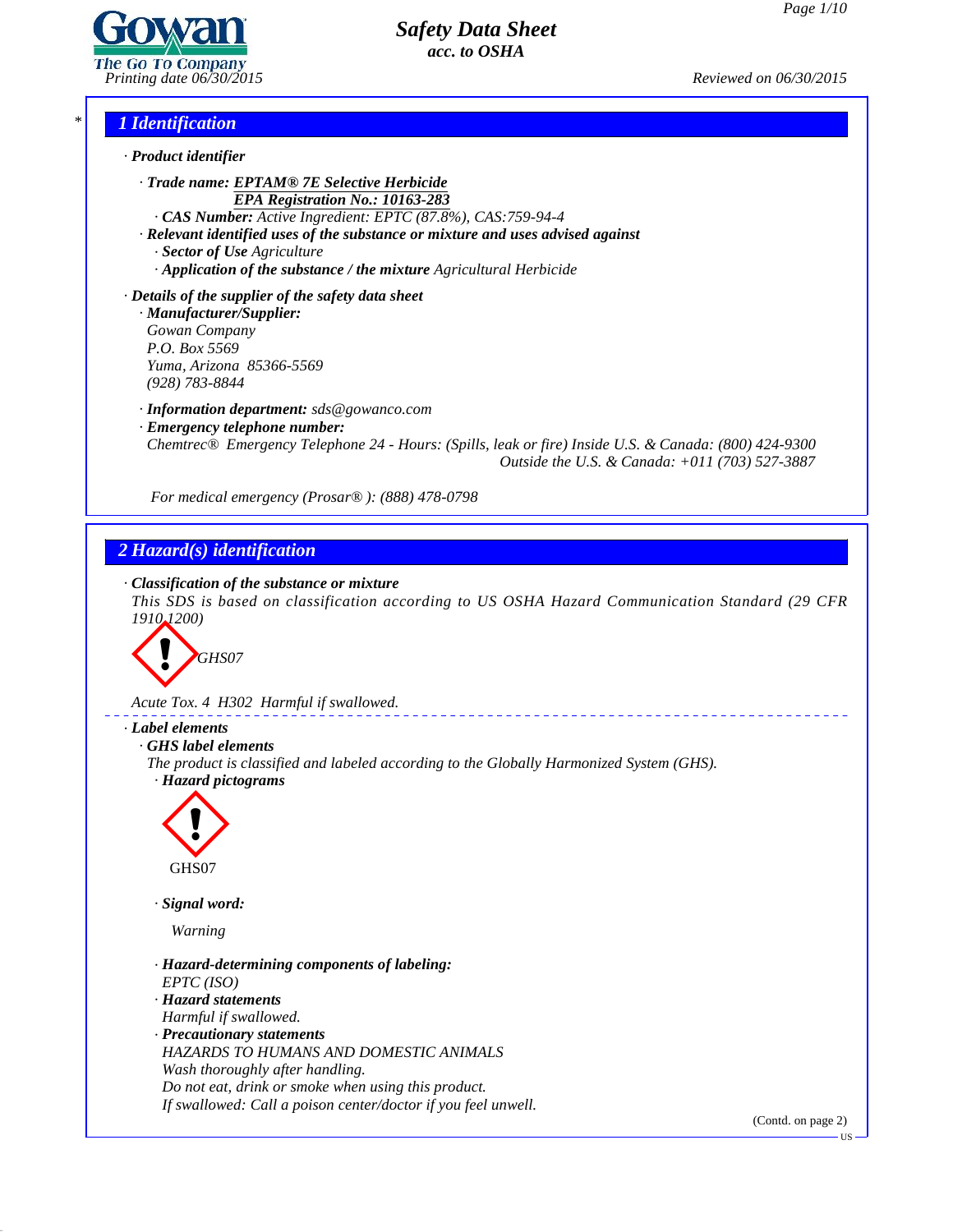# Safety Data Sheet
*acc. to OSHA*

Printing date 06/30/2015 Reviewed on 06/30/2015

## 1 Identification

· **Product identifier**

· **Trade name: EPTAM® 7E Selective Herbicide**
**EPA Registration No.: 10163-283**
· **CAS Number:** Active Ingredient: EPTC (87.8%), CAS:759-94-4
· **Relevant identified uses of the substance or mixture and uses advised against**
· **Sector of Use** Agriculture
· **Application of the substance / the mixture** Agricultural Herbicide

· **Details of the supplier of the safety data sheet**
· **Manufacturer/Supplier:**
Gowan Company
P.O. Box 5569
Yuma, Arizona 85366-5569
(928) 783-8844

· **Information department:** sds@gowanco.com
· **Emergency telephone number:**
Chemtrec® Emergency Telephone 24 - Hours: (Spills, leak or fire) Inside U.S. & Canada: (800) 424-9300
Outside the U.S. & Canada: +011 (703) 527-3887

For medical emergency (Prosar® ): (888) 478-0798

## 2 Hazard(s) identification

· **Classification of the substance or mixture**
This SDS is based on classification according to US OSHA Hazard Communication Standard (29 CFR 1910.1200)

GHS07

Acute Tox. 4 H302 Harmful if swallowed.

· **Label elements**
· **GHS label elements**
The product is classified and labeled according to the Globally Harmonized System (GHS).
· **Hazard pictograms**

GHS07

· **Signal word:**

Warning

· **Hazard-determining components of labeling:**
EPTC (ISO)
· **Hazard statements**
Harmful if swallowed.
· **Precautionary statements**
HAZARDS TO HUMANS AND DOMESTIC ANIMALS
Wash thoroughly after handling.
Do not eat, drink or smoke when using this product.
If swallowed: Call a poison center/doctor if you feel unwell.

(Contd. on page 2)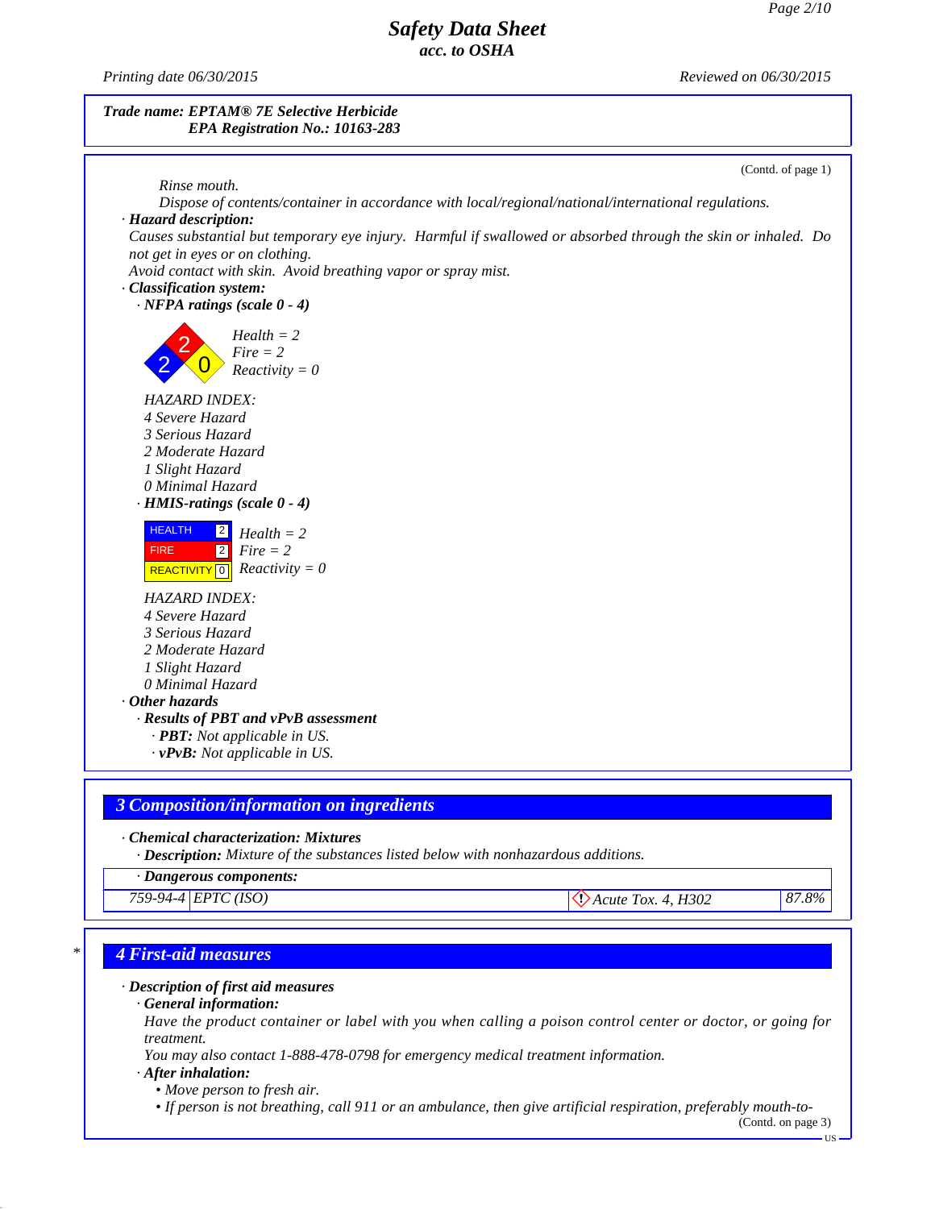**Trade name: EPTAM® 7E Selective Herbicide**
**EPA Registration No.: 10163-283**

(Contd. of page 1)

*Rinse mouth.*
*Dispose of contents/container in accordance with local/regional/national/international regulations.*

· **Hazard description:**
*Causes substantial but temporary eye injury. Harmful if swallowed or absorbed through the skin or inhaled. Do not get in eyes or on clothing.*
*Avoid contact with skin. Avoid breathing vapor or spray mist.*

· **Classification system:**

· **NFPA ratings (scale 0 - 4)**

*Health = 2*
*Fire = 2*
*Reactivity = 0*

*HAZARD INDEX:*
*4 Severe Hazard*
*3 Serious Hazard*
*2 Moderate Hazard*
*1 Slight Hazard*
*0 Minimal Hazard*

· **HMIS-ratings (scale 0 - 4)**

| HEALTH | 2 |
|---|---|
| FIRE | 2 |
| REACTIVITY | 0 |

*Health = 2*
*Fire = 2*
*Reactivity = 0*

*HAZARD INDEX:*
*4 Severe Hazard*
*3 Serious Hazard*
*2 Moderate Hazard*
*1 Slight Hazard*
*0 Minimal Hazard*

· **Other hazards**

· **Results of PBT and vPvB assessment**

· **PBT:** *Not applicable in US.*
· **vPvB:** *Not applicable in US.*

## 3 Composition/information on ingredients

· **Chemical characterization: Mixtures**

· **Description:** *Mixture of the substances listed below with nonhazardous additions.*

· **Dangerous components:**

| | | | |
|---|---|---|---|
| 759-94-4 | EPTC (ISO) | Acute Tox. 4, H302 | 87.8% |

## 4 First-aid measures

· **Description of first aid measures**

· **General information:**
*Have the product container or label with you when calling a poison control center or doctor, or going for treatment.*
*You may also contact 1-888-478-0798 for emergency medical treatment information.*

· **After inhalation:**
- *Move person to fresh air.*
- *If person is not breathing, call 911 or an ambulance, then give artificial respiration, preferably mouth-to-*

(Contd. on page 3)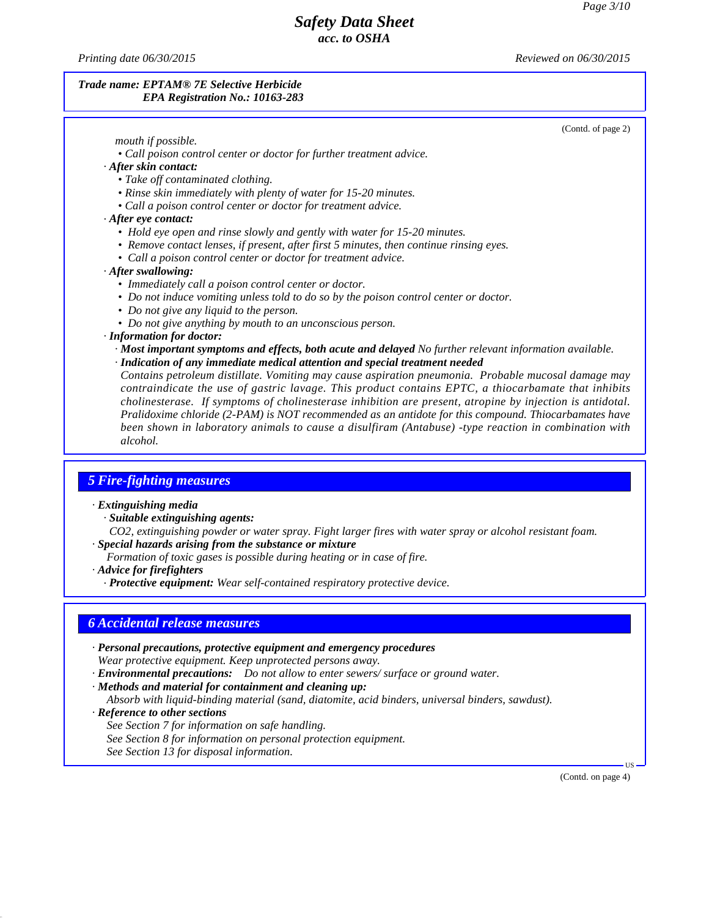**Trade name: EPTAM® 7E Selective Herbicide**
**EPA Registration No.: 10163-283**

(Contd. of page 2)

*mouth if possible.*

- *Call poison control center or doctor for further treatment advice.*

· ***After skin contact:***

- *Take off contaminated clothing.*
- *Rinse skin immediately with plenty of water for 15-20 minutes.*
- *Call a poison control center or doctor for treatment advice.*

· ***After eye contact:***

- *Hold eye open and rinse slowly and gently with water for 15-20 minutes.*
- *Remove contact lenses, if present, after first 5 minutes, then continue rinsing eyes.*
- *Call a poison control center or doctor for treatment advice.*

· ***After swallowing:***

- *Immediately call a poison control center or doctor.*
- *Do not induce vomiting unless told to do so by the poison control center or doctor.*
- *Do not give any liquid to the person.*
- *Do not give anything by mouth to an unconscious person.*

· ***Information for doctor:***

· ***Most important symptoms and effects, both acute and delayed*** *No further relevant information available.*

· ***Indication of any immediate medical attention and special treatment needed***

*Contains petroleum distillate. Vomiting may cause aspiration pneumonia. Probable mucosal damage may contraindicate the use of gastric lavage. This product contains EPTC, a thiocarbamate that inhibits cholinesterase. If symptoms of cholinesterase inhibition are present, atropine by injection is antidotal. Pralidoxime chloride (2-PAM) is NOT recommended as an antidote for this compound. Thiocarbamates have been shown in laboratory animals to cause a disulfiram (Antabuse) -type reaction in combination with alcohol.*

## 5 Fire-fighting measures

· ***Extinguishing media***

· ***Suitable extinguishing agents:***

*$CO_2$, extinguishing powder or water spray. Fight larger fires with water spray or alcohol resistant foam.*

· ***Special hazards arising from the substance or mixture***

*Formation of toxic gases is possible during heating or in case of fire.*

· ***Advice for firefighters***

· ***Protective equipment:*** *Wear self-contained respiratory protective device.*

## 6 Accidental release measures

· ***Personal precautions, protective equipment and emergency procedures***

*Wear protective equipment. Keep unprotected persons away.*

· ***Environmental precautions:*** *Do not allow to enter sewers/ surface or ground water.*

· ***Methods and material for containment and cleaning up:***

*Absorb with liquid-binding material (sand, diatomite, acid binders, universal binders, sawdust).*

· ***Reference to other sections***

*See Section 7 for information on safe handling.*
*See Section 8 for information on personal protection equipment.*
*See Section 13 for disposal information.*

(Contd. on page 4)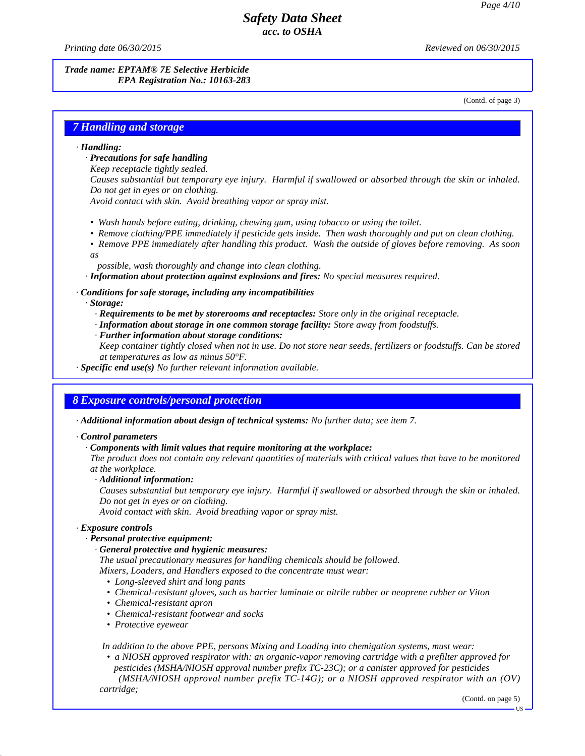**Trade name: EPTAM® 7E Selective Herbicide**
**EPA Registration No.: 10163-283**

(Contd. of page 3)

## 7 Handling and storage

· **Handling:**
· **Precautions for safe handling**
Keep receptacle tightly sealed.
Causes substantial but temporary eye injury. Harmful if swallowed or absorbed through the skin or inhaled. Do not get in eyes or on clothing.
Avoid contact with skin. Avoid breathing vapor or spray mist.

- Wash hands before eating, drinking, chewing gum, using tobacco or using the toilet.
- Remove clothing/PPE immediately if pesticide gets inside. Then wash thoroughly and put on clean clothing.
- Remove PPE immediately after handling this product. Wash the outside of gloves before removing. As soon as possible, wash thoroughly and change into clean clothing.

· **Information about protection against explosions and fires:** No special measures required.

· **Conditions for safe storage, including any incompatibilities**
· **Storage:**
· **Requirements to be met by storerooms and receptacles:** Store only in the original receptacle.
· **Information about storage in one common storage facility:** Store away from foodstuffs.
· **Further information about storage conditions:**
Keep container tightly closed when not in use. Do not store near seeds, fertilizers or foodstuffs. Can be stored at temperatures as low as minus 50°F.
· **Specific end use(s)** No further relevant information available.

## 8 Exposure controls/personal protection

· **Additional information about design of technical systems:** No further data; see item 7.

· **Control parameters**
· **Components with limit values that require monitoring at the workplace:**
The product does not contain any relevant quantities of materials with critical values that have to be monitored at the workplace.
· **Additional information:**
Causes substantial but temporary eye injury. Harmful if swallowed or absorbed through the skin or inhaled. Do not get in eyes or on clothing.
Avoid contact with skin. Avoid breathing vapor or spray mist.

· **Exposure controls**
· **Personal protective equipment:**
· **General protective and hygienic measures:**
The usual precautionary measures for handling chemicals should be followed.
Mixers, Loaders, and Handlers exposed to the concentrate must wear:

- Long-sleeved shirt and long pants
- Chemical-resistant gloves, such as barrier laminate or nitrile rubber or neoprene rubber or Viton
- Chemical-resistant apron
- Chemical-resistant footwear and socks
- Protective eyewear

In addition to the above PPE, persons Mixing and Loading into chemigation systems, must wear:

- a NIOSH approved respirator with: an organic-vapor removing cartridge with a prefilter approved for pesticides (MSHA/NIOSH approval number prefix TC-23C); or a canister approved for pesticides (MSHA/NIOSH approval number prefix TC-14G); or a NIOSH approved respirator with an (OV) cartridge;

(Contd. on page 5)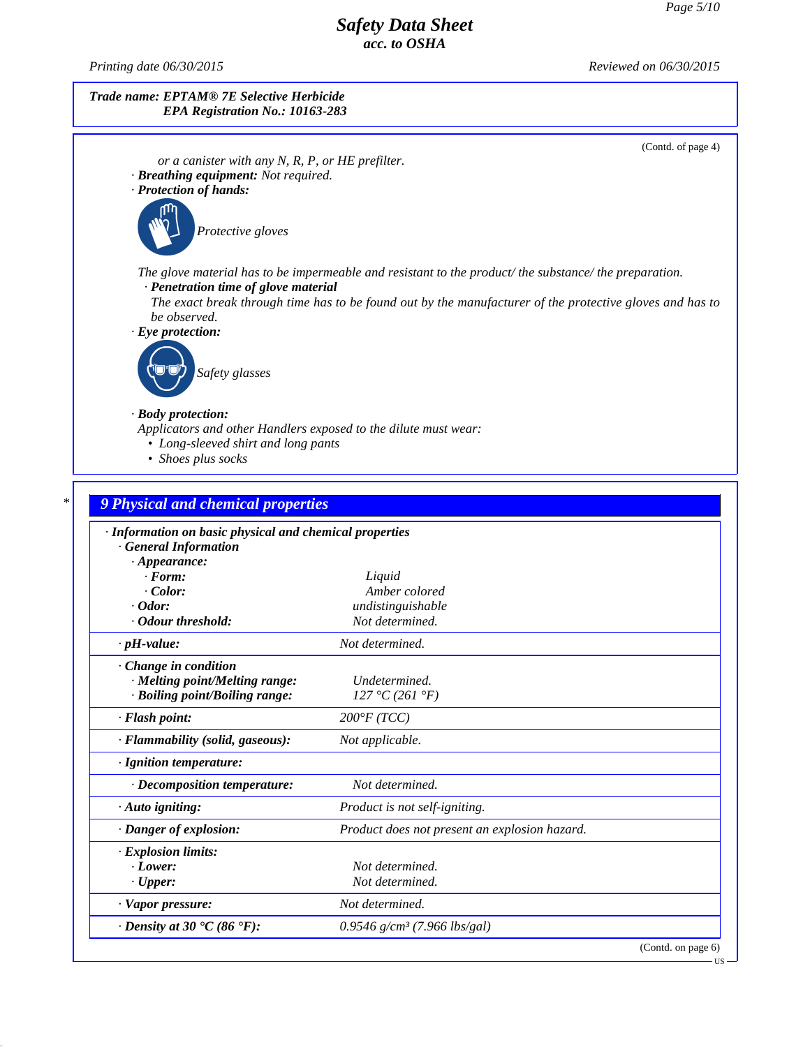**Trade name: EPTAM® 7E Selective Herbicide**
**EPA Registration No.: 10163-283**

(Contd. of page 4)

*or a canister with any N, R, P, or HE prefilter.*

· **Breathing equipment:** *Not required.*

· **Protection of hands:**

*Protective gloves*

*The glove material has to be impermeable and resistant to the product/ the substance/ the preparation.*

· **Penetration time of glove material**

*The exact break through time has to be found out by the manufacturer of the protective gloves and has to be observed.*

· **Eye protection:**

*Safety glasses*

· **Body protection:**

*Applicators and other Handlers exposed to the dilute must wear:*

- *Long-sleeved shirt and long pants*
- *Shoes plus socks*

## 9 Physical and chemical properties

| | |
|---|---|
| **· Information on basic physical and chemical properties** | |
| **· General Information** | |
| **· Appearance:** | |
| **· Form:** | *Liquid* |
| **· Color:** | *Amber colored* |
| **· Odor:** | *undistinguishable* |
| **· Odour threshold:** | *Not determined.* |
| **· pH-value:** | *Not determined.* |
| **· Change in condition** | |
| **· Melting point/Melting range:** | *Undetermined.* |
| **· Boiling point/Boiling range:** | *127 °C (261 °F)* |
| **· Flash point:** | *200°F (TCC)* |
| **· Flammability (solid, gaseous):** | *Not applicable.* |
| **· Ignition temperature:** | |
| **· Decomposition temperature:** | *Not determined.* |
| **· Auto igniting:** | *Product is not self-igniting.* |
| **· Danger of explosion:** | *Product does not present an explosion hazard.* |
| **· Explosion limits:** | |
| **· Lower:** | *Not determined.* |
| **· Upper:** | *Not determined.* |
| **· Vapor pressure:** | *Not determined.* |
| **· Density at 30 °C (86 °F):** | *0.9546 g/cm³ (7.966 lbs/gal)* |

(Contd. on page 6)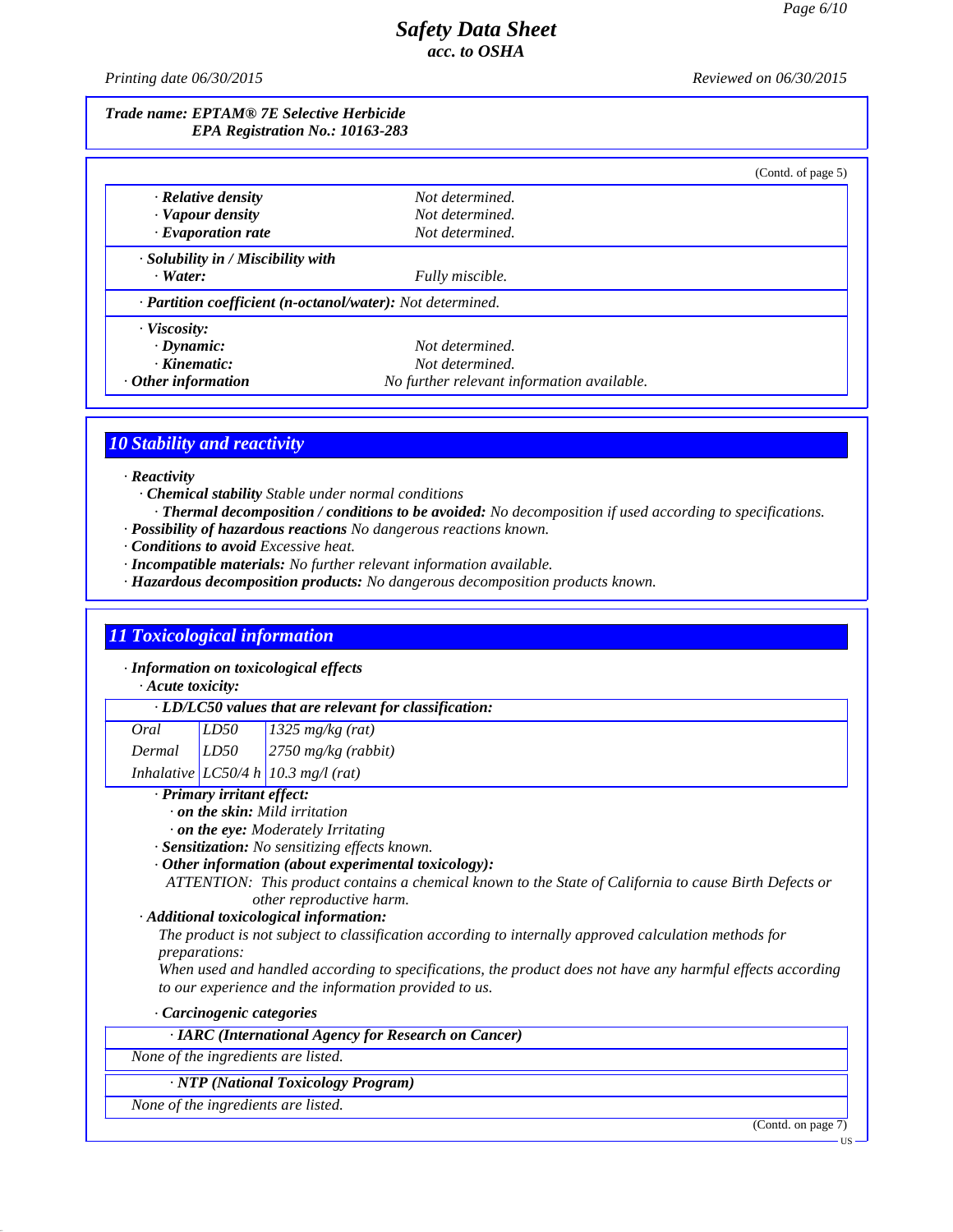Trade name: EPTAM® 7E Selective Herbicide
EPA Registration No.: 10163-283

(Contd. of page 5)

| | |
|---|---|
| · **Relative density** | Not determined. |
| · **Vapour density** | Not determined. |
| · **Evaporation rate** | Not determined. |
| · **Solubility in / Miscibility with** | |
| · **Water:** | Fully miscible. |
| · **Partition coefficient (n-octanol/water):** | Not determined. |
| · **Viscosity:** | |
| · **Dynamic:** | Not determined. |
| · **Kinematic:** | Not determined. |
| · **Other information** | No further relevant information available. |

## 10 Stability and reactivity

· **Reactivity**
· **Chemical stability** Stable under normal conditions
· **Thermal decomposition / conditions to be avoided:** No decomposition if used according to specifications.
· **Possibility of hazardous reactions** No dangerous reactions known.
· **Conditions to avoid** Excessive heat.
· **Incompatible materials:** No further relevant information available.
· **Hazardous decomposition products:** No dangerous decomposition products known.

## 11 Toxicological information

· **Information on toxicological effects**
· **Acute toxicity:**

| · LD/LC50 values that are relevant for classification: | | |
|---|---|---|
| Oral | LD50 | 1325 mg/kg (rat) |
| Dermal | LD50 | 2750 mg/kg (rabbit) |
| Inhalative | LC50/4 h | 10.3 mg/l (rat) |

· **Primary irritant effect:**
· **on the skin:** Mild irritation
· **on the eye:** Moderately Irritating
· **Sensitization:** No sensitizing effects known.
· **Other information (about experimental toxicology):**
ATTENTION: This product contains a chemical known to the State of California to cause Birth Defects or other reproductive harm.
· **Additional toxicological information:**
The product is not subject to classification according to internally approved calculation methods for preparations:
When used and handled according to specifications, the product does not have any harmful effects according to our experience and the information provided to us.

· **Carcinogenic categories**

| · IARC (International Agency for Research on Cancer) |
|---|
| None of the ingredients are listed. |

| · NTP (National Toxicology Program) |
|---|
| None of the ingredients are listed. |

(Contd. on page 7)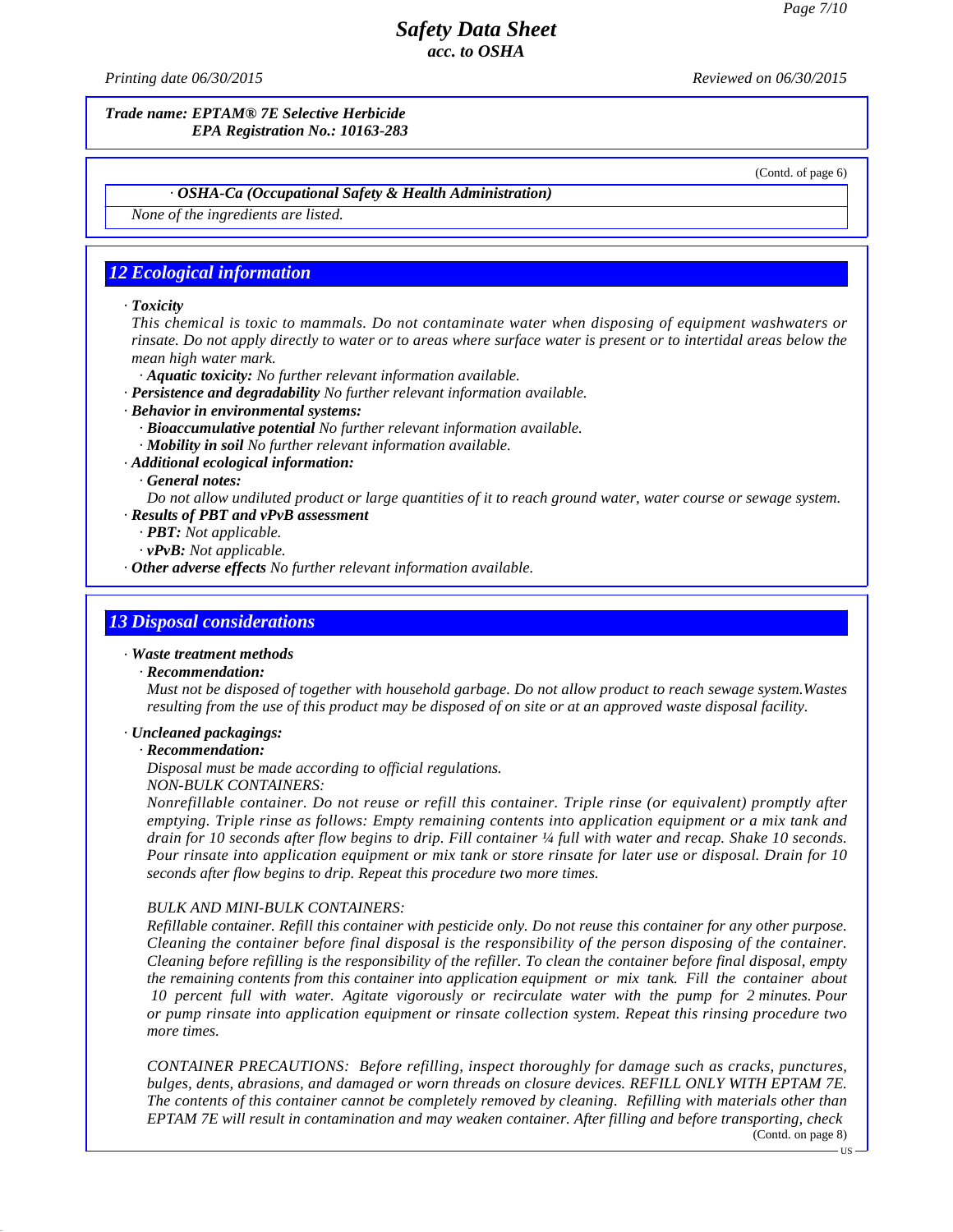**Trade name: EPTAM® 7E Selective Herbicide**
**EPA Registration No.: 10163-283**

(Contd. of page 6)

· **OSHA-Ca (Occupational Safety & Health Administration)**

None of the ingredients are listed.

## 12 Ecological information

· **Toxicity**

This chemical is toxic to mammals. Do not contaminate water when disposing of equipment washwaters or rinsate. Do not apply directly to water or to areas where surface water is present or to intertidal areas below the mean high water mark.

· **Aquatic toxicity:** No further relevant information available.

· **Persistence and degradability** No further relevant information available.

· **Behavior in environmental systems:**

· **Bioaccumulative potential** No further relevant information available.

· **Mobility in soil** No further relevant information available.

· **Additional ecological information:**

· **General notes:**

Do not allow undiluted product or large quantities of it to reach ground water, water course or sewage system.

· **Results of PBT and vPvB assessment**

· **PBT:** Not applicable.

· **vPvB:** Not applicable.

· **Other adverse effects** No further relevant information available.

## 13 Disposal considerations

· **Waste treatment methods**

· **Recommendation:**

Must not be disposed of together with household garbage. Do not allow product to reach sewage system.Wastes resulting from the use of this product may be disposed of on site or at an approved waste disposal facility.

· **Uncleaned packagings:**

· **Recommendation:**

Disposal must be made according to official regulations.

NON-BULK CONTAINERS:

Nonrefillable container. Do not reuse or refill this container. Triple rinse (or equivalent) promptly after emptying. Triple rinse as follows: Empty remaining contents into application equipment or a mix tank and drain for 10 seconds after flow begins to drip. Fill container ¼ full with water and recap. Shake 10 seconds. Pour rinsate into application equipment or mix tank or store rinsate for later use or disposal. Drain for 10 seconds after flow begins to drip. Repeat this procedure two more times.

BULK AND MINI-BULK CONTAINERS:

Refillable container. Refill this container with pesticide only. Do not reuse this container for any other purpose. Cleaning the container before final disposal is the responsibility of the person disposing of the container. Cleaning before refilling is the responsibility of the refiller. To clean the container before final disposal, empty the remaining contents from this container into application equipment or mix tank. Fill the container about 10 percent full with water. Agitate vigorously or recirculate water with the pump for 2 minutes. Pour or pump rinsate into application equipment or rinsate collection system. Repeat this rinsing procedure two more times.

CONTAINER PRECAUTIONS: Before refilling, inspect thoroughly for damage such as cracks, punctures, bulges, dents, abrasions, and damaged or worn threads on closure devices. REFILL ONLY WITH EPTAM 7E. The contents of this container cannot be completely removed by cleaning. Refilling with materials other than EPTAM 7E will result in contamination and may weaken container. After filling and before transporting, check

(Contd. on page 8)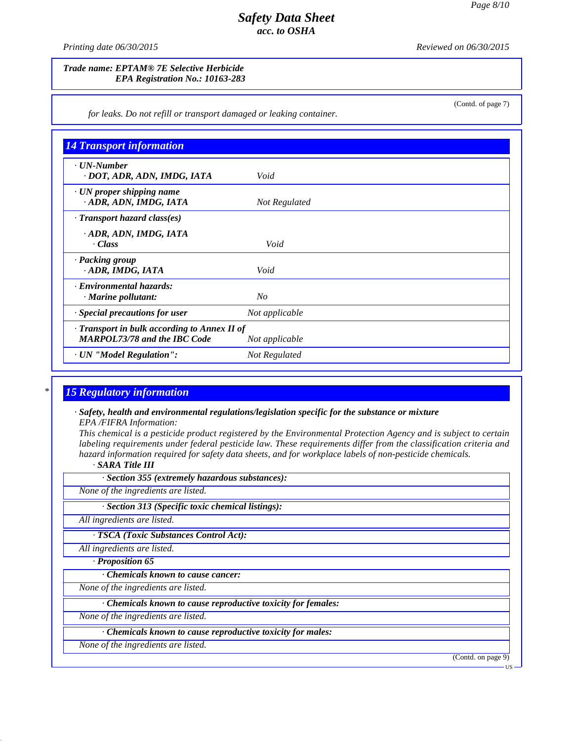**Trade name: EPTAM® 7E Selective Herbicide**
**EPA Registration No.: 10163-283**

(Contd. of page 7)

*for leaks. Do not refill or transport damaged or leaking container.*

## 14 Transport information

| | |
|---|---|
| **· UN-Number** | |
| **· DOT, ADR, ADN, IMDG, IATA** | *Void* |
| **· UN proper shipping name** | |
| **· ADR, ADN, IMDG, IATA** | *Not Regulated* |
| **· Transport hazard class(es)** | |
| **· ADR, ADN, IMDG, IATA** | |
| **· Class** | *Void* |
| **· Packing group** | |
| **· ADR, IMDG, IATA** | *Void* |
| **· Environmental hazards:** | |
| **· Marine pollutant:** | *No* |
| **· Special precautions for user** | *Not applicable* |
| **· Transport in bulk according to Annex II of MARPOL73/78 and the IBC Code** | *Not applicable* |
| **· UN "Model Regulation":** | *Not Regulated* |

## 15 Regulatory information

**· Safety, health and environmental regulations/legislation specific for the substance or mixture**

*EPA /FIFRA Information:*

*This chemical is a pesticide product registered by the Environmental Protection Agency and is subject to certain labeling requirements under federal pesticide law. These requirements differ from the classification criteria and hazard information required for safety data sheets, and for workplace labels of non-pesticide chemicals.*

**· SARA Title III**

**· Section 355 (extremely hazardous substances):**

*None of the ingredients are listed.*

**· Section 313 (Specific toxic chemical listings):**

*All ingredients are listed.*

**· TSCA (Toxic Substances Control Act):**

*All ingredients are listed.*

**· Proposition 65**

**· Chemicals known to cause cancer:**

*None of the ingredients are listed.*

**· Chemicals known to cause reproductive toxicity for females:**

*None of the ingredients are listed.*

**· Chemicals known to cause reproductive toxicity for males:**

*None of the ingredients are listed.*

(Contd. on page 9)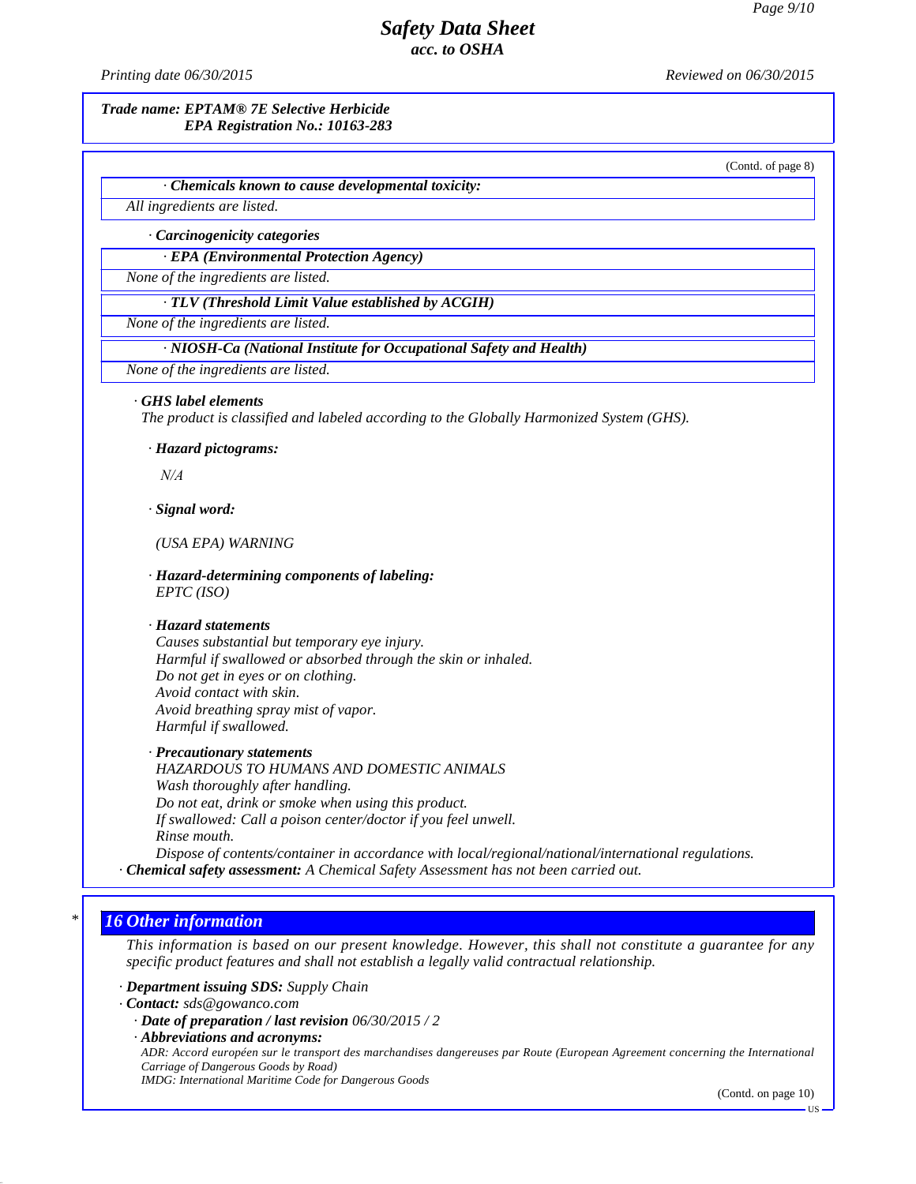Trade name: EPTAM® 7E Selective Herbicide
EPA Registration No.: 10163-283

(Contd. of page 8)

· **Chemicals known to cause developmental toxicity:**

All ingredients are listed.

· **Carcinogenicity categories**

· **EPA (Environmental Protection Agency)**

None of the ingredients are listed.

· **TLV (Threshold Limit Value established by ACGIH)**

None of the ingredients are listed.

· **NIOSH-Ca (National Institute for Occupational Safety and Health)**

None of the ingredients are listed.

· **GHS label elements**
The product is classified and labeled according to the Globally Harmonized System (GHS).

· **Hazard pictograms:**

N/A

· **Signal word:**

(USA EPA) WARNING

· **Hazard-determining components of labeling:**
EPTC (ISO)

· **Hazard statements**
Causes substantial but temporary eye injury.
Harmful if swallowed or absorbed through the skin or inhaled.
Do not get in eyes or on clothing.
Avoid contact with skin.
Avoid breathing spray mist of vapor.
Harmful if swallowed.

· **Precautionary statements**
HAZARDOUS TO HUMANS AND DOMESTIC ANIMALS
Wash thoroughly after handling.
Do not eat, drink or smoke when using this product.
If swallowed: Call a poison center/doctor if you feel unwell.
Rinse mouth.
Dispose of contents/container in accordance with local/regional/national/international regulations.

· **Chemical safety assessment:** A Chemical Safety Assessment has not been carried out.

## 16 Other information

This information is based on our present knowledge. However, this shall not constitute a guarantee for any specific product features and shall not establish a legally valid contractual relationship.

· **Department issuing SDS:** Supply Chain
· **Contact:** sds@gowanco.com
· **Date of preparation / last revision** 06/30/2015 / 2
· **Abbreviations and acronyms:**
ADR: Accord européen sur le transport des marchandises dangereuses par Route (European Agreement concerning the International Carriage of Dangerous Goods by Road)
IMDG: International Maritime Code for Dangerous Goods

(Contd. on page 10)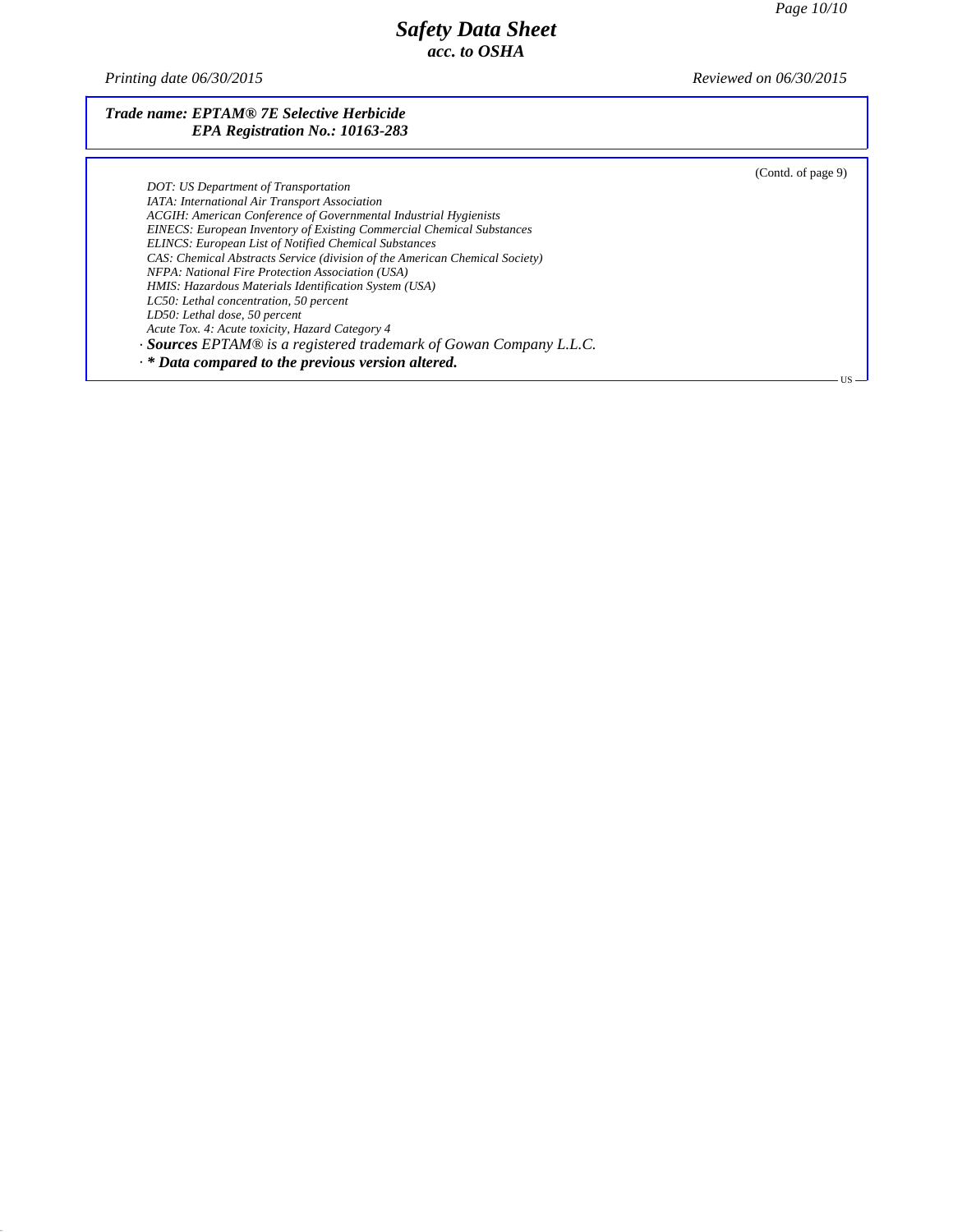DOT: US Department of Transportation
IATA: International Air Transport Association
ACGIH: American Conference of Governmental Industrial Hygienists
EINECS: European Inventory of Existing Commercial Chemical Substances
ELINCS: European List of Notified Chemical Substances
CAS: Chemical Abstracts Service (division of the American Chemical Society)
NFPA: National Fire Protection Association (USA)
HMIS: Hazardous Materials Identification System (USA)
LC50: Lethal concentration, 50 percent
LD50: Lethal dose, 50 percent
Acute Tox. 4: Acute toxicity, Hazard Category 4

· **Sources** EPTAM® is a registered trademark of Gowan Company L.L.C.

· ***** Data compared to the previous version altered.**